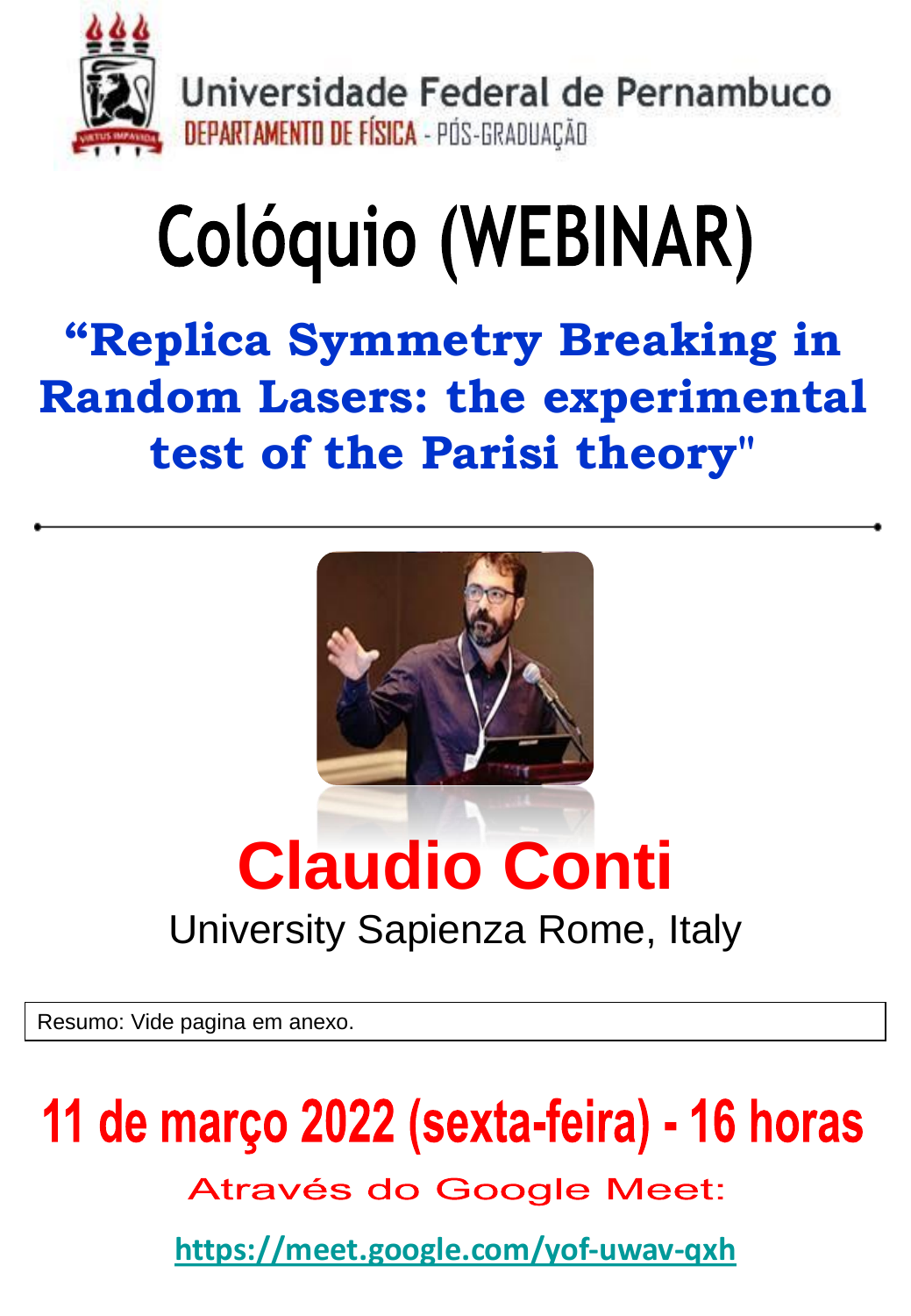Universidade Federal de Pernambuco

DEPARTAMENTO DE FÍSICA - PÓS-GRADUAÇÃO

# Colóquio (WEBINAR)

## “Replica Symmetry Breaking in Random Lasers: the experimental test of the Parisi theory"

## Claudio Conti

University Sapienza Rome, Italy

| Resumo: Vide pagina em anexo. |
|---|

## 11 de março 2022 (sexta-feira) - 16 horas

Através do Google Meet:

https://meet.google.com/yof-uwav-qxh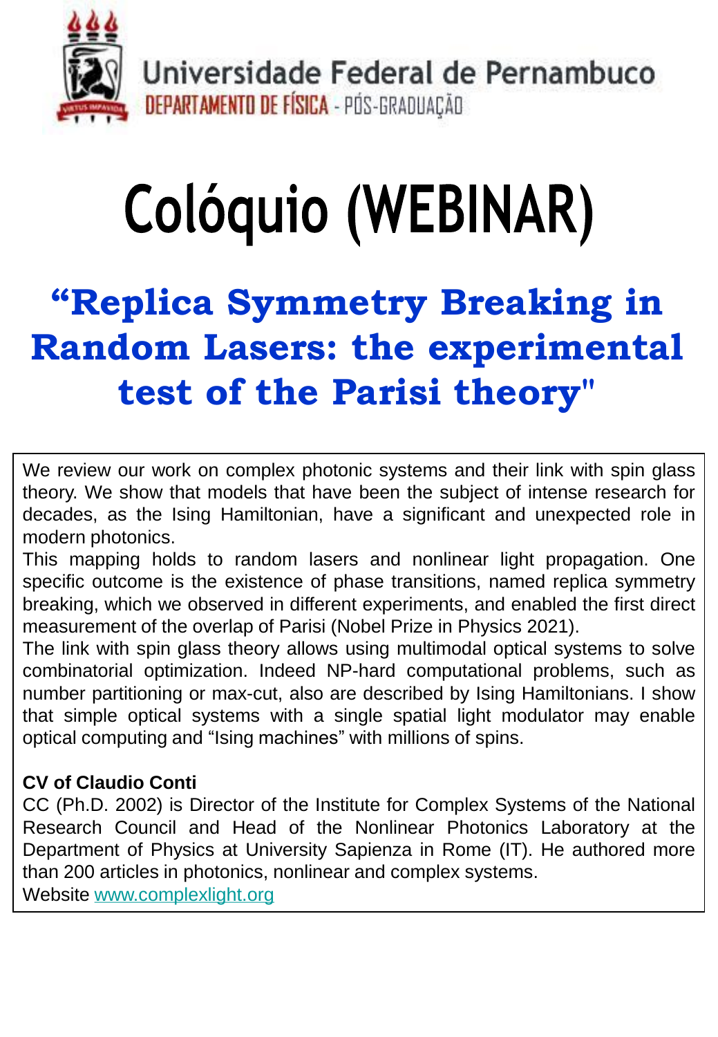Universidade Federal de Pernambuco

DEPARTAMENTO DE FÍSICA - PÓS-GRADUAÇÃO

# Colóquio (WEBINAR)

## “Replica Symmetry Breaking in Random Lasers: the experimental test of the Parisi theory"

We review our work on complex photonic systems and their link with spin glass theory. We show that models that have been the subject of intense research for decades, as the Ising Hamiltonian, have a significant and unexpected role in modern photonics.

This mapping holds to random lasers and nonlinear light propagation. One specific outcome is the existence of phase transitions, named replica symmetry breaking, which we observed in different experiments, and enabled the first direct measurement of the overlap of Parisi (Nobel Prize in Physics 2021).

The link with spin glass theory allows using multimodal optical systems to solve combinatorial optimization. Indeed NP-hard computational problems, such as number partitioning or max-cut, also are described by Ising Hamiltonians. I show that simple optical systems with a single spatial light modulator may enable optical computing and “Ising machines” with millions of spins.

**CV of Claudio Conti**

CC (Ph.D. 2002) is Director of the Institute for Complex Systems of the National Research Council and Head of the Nonlinear Photonics Laboratory at the Department of Physics at University Sapienza in Rome (IT). He authored more than 200 articles in photonics, nonlinear and complex systems.

Website [www.complexlight.org](http://www.complexlight.org)